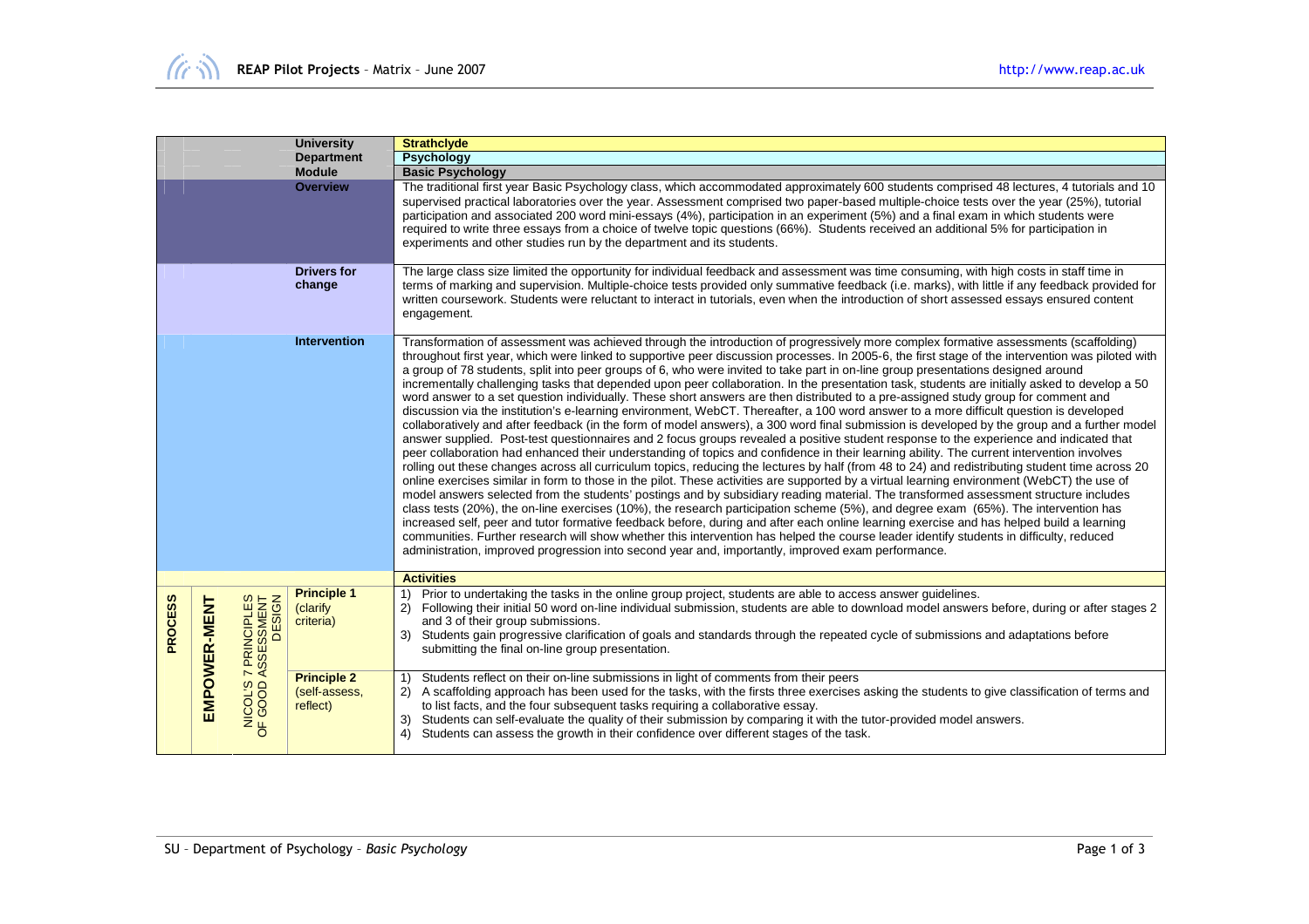| | | | | |
|---|---|---|---|---|
| | | | **University** | **Strathclyde** |
| | | | **Department** | **Psychology** |
| | | | **Module** | **Basic Psychology** |
| | | | **Overview** | The traditional first year Basic Psychology class, which accommodated approximately 600 students comprised 48 lectures, 4 tutorials and 10 supervised practical laboratories over the year. Assessment comprised two paper-based multiple-choice tests over the year (25%), tutorial participation and associated 200 word mini-essays (4%), participation in an experiment (5%) and a final exam in which students were required to write three essays from a choice of twelve topic questions (66%). Students received an additional 5% for participation in experiments and other studies run by the department and its students. |
| | | | **Drivers for change** | The large class size limited the opportunity for individual feedback and assessment was time consuming, with high costs in staff time in terms of marking and supervision. Multiple-choice tests provided only summative feedback (i.e. marks), with little if any feedback provided for written coursework. Students were reluctant to interact in tutorials, even when the introduction of short assessed essays ensured content engagement. |
| | | | **Intervention** | Transformation of assessment was achieved through the introduction of progressively more complex formative assessments (scaffolding) throughout first year, which were linked to supportive peer discussion processes. In 2005-6, the first stage of the intervention was piloted with a group of 78 students, split into peer groups of 6, who were invited to take part in on-line group presentations designed around incrementally challenging tasks that depended upon peer collaboration. In the presentation task, students are initially asked to develop a 50 word answer to a set question individually. These short answers are then distributed to a pre-assigned study group for comment and discussion via the institution's e-learning environment, WebCT. Thereafter, a 100 word answer to a more difficult question is developed collaboratively and after feedback (in the form of model answers), a 300 word final submission is developed by the group and a further model answer supplied. Post-test questionnaires and 2 focus groups revealed a positive student response to the experience and indicated that peer collaboration had enhanced their understanding of topics and confidence in their learning ability. The current intervention involves rolling out these changes across all curriculum topics, reducing the lectures by half (from 48 to 24) and redistributing student time across 20 online exercises similar in form to those in the pilot. These activities are supported by a virtual learning environment (WebCT) the use of model answers selected from the students' postings and by subsidiary reading material. The transformed assessment structure includes class tests (20%), the on-line exercises (10%), the research participation scheme (5%), and degree exam (65%). The intervention has increased self, peer and tutor formative feedback before, during and after each online learning exercise and has helped build a learning communities. Further research will show whether this intervention has helped the course leader identify students in difficulty, reduced administration, improved progression into second year and, importantly, improved exam performance. |
| | | | | **Activities** |
| **PROCESS** | **EMPOWER-MENT** | NICOL'S 7 PRINCIPLES OF GOOD ASSESSMENT DESIGN | **Principle 1** (clarify criteria) | 1) Prior to undertaking the tasks in the online group project, students are able to access answer guidelines.<br>2) Following their initial 50 word on-line individual submission, students are able to download model answers before, during or after stages 2 and 3 of their group submissions.<br>3) Students gain progressive clarification of goals and standards through the repeated cycle of submissions and adaptations before submitting the final on-line group presentation. |
| | | | **Principle 2** (self-assess, reflect) | 1) Students reflect on their on-line submissions in light of comments from their peers<br>2) A scaffolding approach has been used for the tasks, with the firsts three exercises asking the students to give classification of terms and to list facts, and the four subsequent tasks requiring a collaborative essay.<br>3) Students can self-evaluate the quality of their submission by comparing it with the tutor-provided model answers.<br>4) Students can assess the growth in their confidence over different stages of the task. |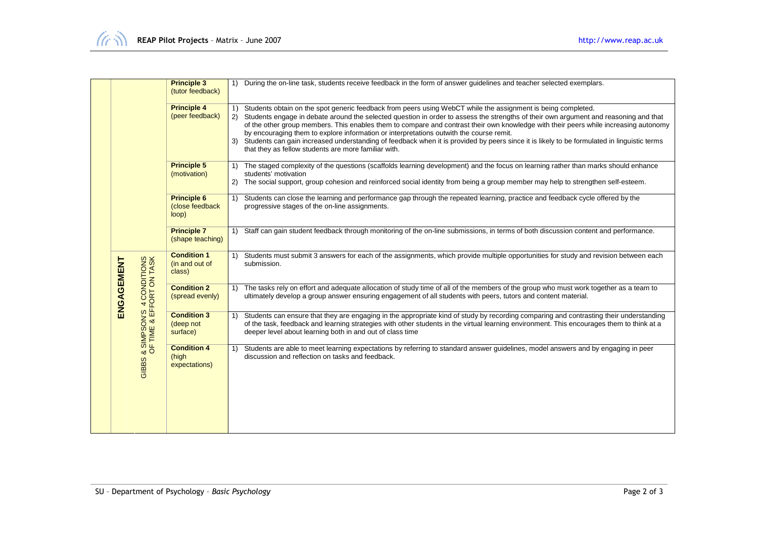| | | | |
|---|---|---|---|
| | | **Principle 3** (tutor feedback) | 1) During the on-line task, students receive feedback in the form of answer guidelines and teacher selected exemplars. |
| | | **Principle 4** (peer feedback) | 1) Students obtain on the spot generic feedback from peers using WebCT while the assignment is being completed.<br>2) Students engage in debate around the selected question in order to assess the strengths of their own argument and reasoning and that of the other group members. This enables them to compare and contrast their own knowledge with their peers while increasing autonomy by encouraging them to explore information or interpretations outwith the course remit.<br>3) Students can gain increased understanding of feedback when it is provided by peers since it is likely to be formulated in linguistic terms that they as fellow students are more familiar with. |
| | | **Principle 5** (motivation) | 1) The staged complexity of the questions (scaffolds learning development) and the focus on learning rather than marks should enhance students' motivation<br>2) The social support, group cohesion and reinforced social identity from being a group member may help to strengthen self-esteem. |
| | | **Principle 6** (close feedback loop) | 1) Students can close the learning and performance gap through the repeated learning, practice and feedback cycle offered by the progressive stages of the on-line assignments. |
| | | **Principle 7** (shape teaching) | 1) Staff can gain student feedback through monitoring of the on-line submissions, in terms of both discussion content and performance. |
| **ENGAGEMENT** | GIBBS & SIMPSON'S 4 CONDITIONS OF TIME & EFFORT ON TASK | **Condition 1** (in and out of class) | 1) Students must submit 3 answers for each of the assignments, which provide multiple opportunities for study and revision between each submission. |
| | | **Condition 2** (spread evenly) | 1) The tasks rely on effort and adequate allocation of study time of all of the members of the group who must work together as a team to ultimately develop a group answer ensuring engagement of all students with peers, tutors and content material. |
| | | **Condition 3** (deep not surface) | 1) Students can ensure that they are engaging in the appropriate kind of study by recording comparing and contrasting their understanding of the task, feedback and learning strategies with other students in the virtual learning environment. This encourages them to think at a deeper level about learning both in and out of class time |
| | | **Condition 4** (high expectations) | 1) Students are able to meet learning expectations by referring to standard answer guidelines, model answers and by engaging in peer discussion and reflection on tasks and feedback. |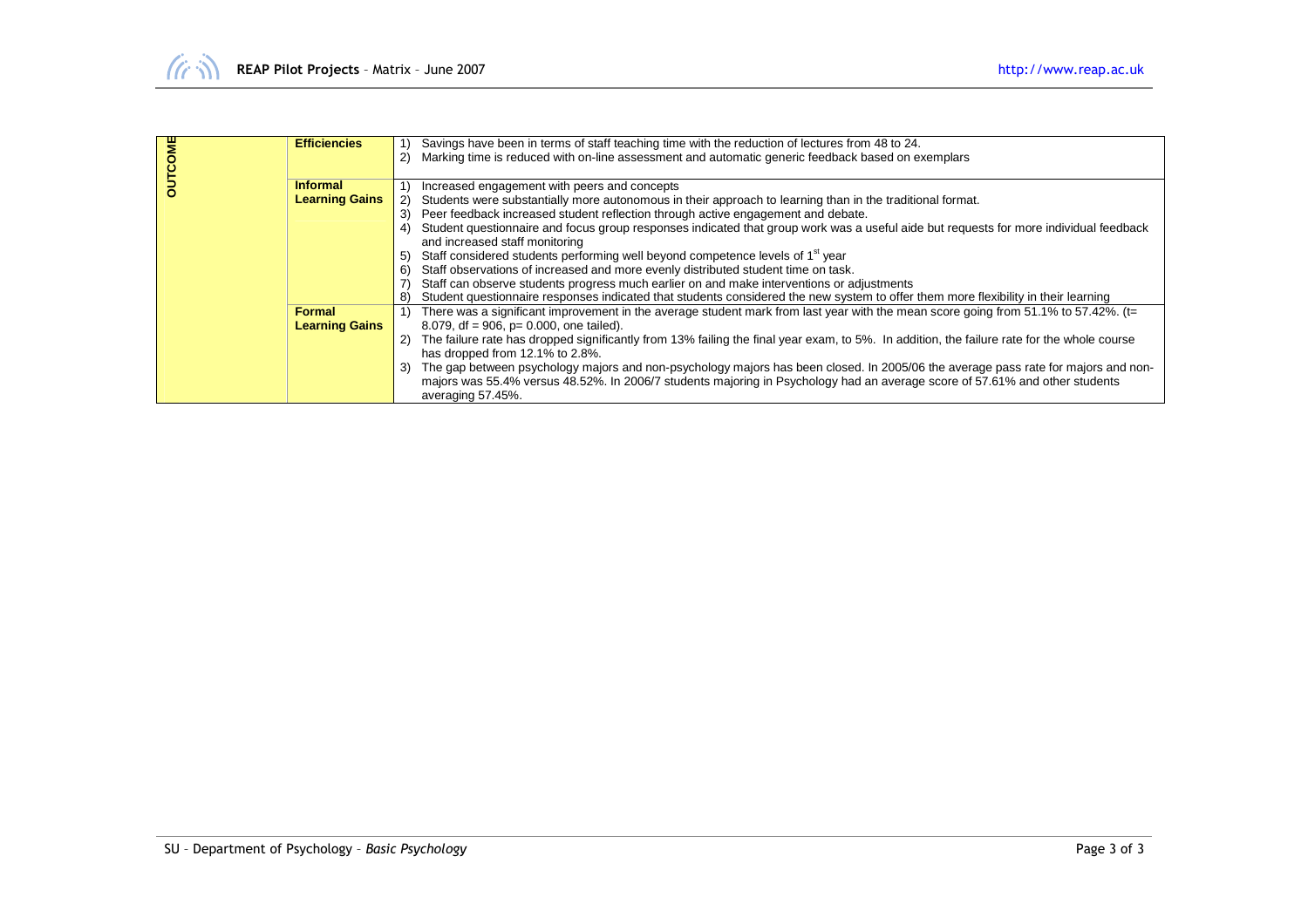| | | |
|---|---|---|
| **OUTCOME** | **Efficiencies** | 1) Savings have been in terms of staff teaching time with the reduction of lectures from 48 to 24.<br>2) Marking time is reduced with on-line assessment and automatic generic feedback based on exemplars |
| | **Informal Learning Gains** | 1) Increased engagement with peers and concepts<br>2) Students were substantially more autonomous in their approach to learning than in the traditional format.<br>3) Peer feedback increased student reflection through active engagement and debate.<br>4) Student questionnaire and focus group responses indicated that group work was a useful aide but requests for more individual feedback and increased staff monitoring<br>5) Staff considered students performing well beyond competence levels of 1st year<br>6) Staff observations of increased and more evenly distributed student time on task.<br>7) Staff can observe students progress much earlier on and make interventions or adjustments<br>8) Student questionnaire responses indicated that students considered the new system to offer them more flexibility in their learning |
| | **Formal Learning Gains** | 1) There was a significant improvement in the average student mark from last year with the mean score going from 51.1% to 57.42%. ($t = 8.079$, $df = 906$, $p = 0.000$, one tailed).<br>2) The failure rate has dropped significantly from 13% failing the final year exam, to 5%. In addition, the failure rate for the whole course has dropped from 12.1% to 2.8%.<br>3) The gap between psychology majors and non-psychology majors has been closed. In 2005/06 the average pass rate for majors and non-majors was 55.4% versus 48.52%. In 2006/7 students majoring in Psychology had an average score of 57.61% and other students averaging 57.45%. |